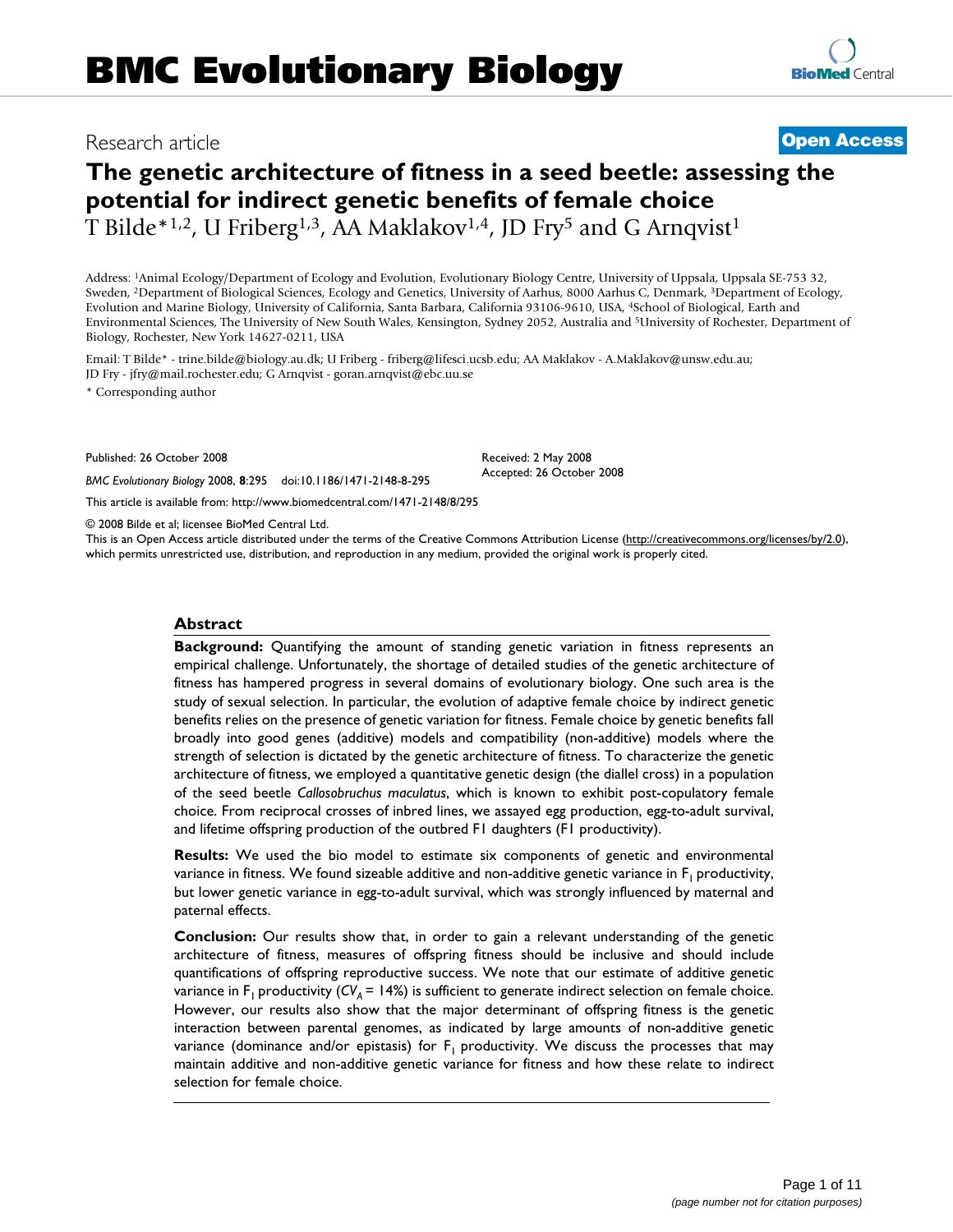BMC Evolutionary Biology

Research article

**Open Access**

# The genetic architecture of fitness in a seed beetle: assessing the potential for indirect genetic benefits of female choice

T Bilde*[1,2], U Friberg[1,3], AA Maklakov[1,4], JD Fry[5] and G Arnqvist[1]

Address: [1]Animal Ecology/Department of Ecology and Evolution, Evolutionary Biology Centre, University of Uppsala, Uppsala SE-753 32, Sweden, [2]Department of Biological Sciences, Ecology and Genetics, University of Aarhus, 8000 Aarhus C, Denmark, [3]Department of Ecology, Evolution and Marine Biology, University of California, Santa Barbara, California 93106-9610, USA, [4]School of Biological, Earth and Environmental Sciences, The University of New South Wales, Kensington, Sydney 2052, Australia and [5]University of Rochester, Department of Biology, Rochester, New York 14627-0211, USA

Email: T Bilde* - trine.bilde@biology.au.dk; U Friberg - friberg@lifesci.ucsb.edu; AA Maklakov - A.Maklakov@unsw.edu.au; JD Fry - jfry@mail.rochester.edu; G Arnqvist - goran.arnqvist@ebc.uu.se

* Corresponding author

Published: 26 October 2008

*BMC Evolutionary Biology* 2008, **8**:295 doi:10.1186/1471-2148-8-295

Received: 2 May 2008
Accepted: 26 October 2008

This article is available from: http://www.biomedcentral.com/1471-2148/8/295

© 2008 Bilde et al; licensee BioMed Central Ltd.

This is an Open Access article distributed under the terms of the Creative Commons Attribution License (http://creativecommons.org/licenses/by/2.0), which permits unrestricted use, distribution, and reproduction in any medium, provided the original work is properly cited.

## Abstract

**Background:** Quantifying the amount of standing genetic variation in fitness represents an empirical challenge. Unfortunately, the shortage of detailed studies of the genetic architecture of fitness has hampered progress in several domains of evolutionary biology. One such area is the study of sexual selection. In particular, the evolution of adaptive female choice by indirect genetic benefits relies on the presence of genetic variation for fitness. Female choice by genetic benefits fall broadly into good genes (additive) models and compatibility (non-additive) models where the strength of selection is dictated by the genetic architecture of fitness. To characterize the genetic architecture of fitness, we employed a quantitative genetic design (the diallel cross) in a population of the seed beetle *Callosobruchus maculatus*, which is known to exhibit post-copulatory female choice. From reciprocal crosses of inbred lines, we assayed egg production, egg-to-adult survival, and lifetime offspring production of the outbred F1 daughters (F1 productivity).

**Results:** We used the bio model to estimate six components of genetic and environmental variance in fitness. We found sizeable additive and non-additive genetic variance in $F_1$ productivity, but lower genetic variance in egg-to-adult survival, which was strongly influenced by maternal and paternal effects.

**Conclusion:** Our results show that, in order to gain a relevant understanding of the genetic architecture of fitness, measures of offspring fitness should be inclusive and should include quantifications of offspring reproductive success. We note that our estimate of additive genetic variance in $F_1$ productivity ($CV_A$ = 14%) is sufficient to generate indirect selection on female choice. However, our results also show that the major determinant of offspring fitness is the genetic interaction between parental genomes, as indicated by large amounts of non-additive genetic variance (dominance and/or epistasis) for $F_1$ productivity. We discuss the processes that may maintain additive and non-additive genetic variance for fitness and how these relate to indirect selection for female choice.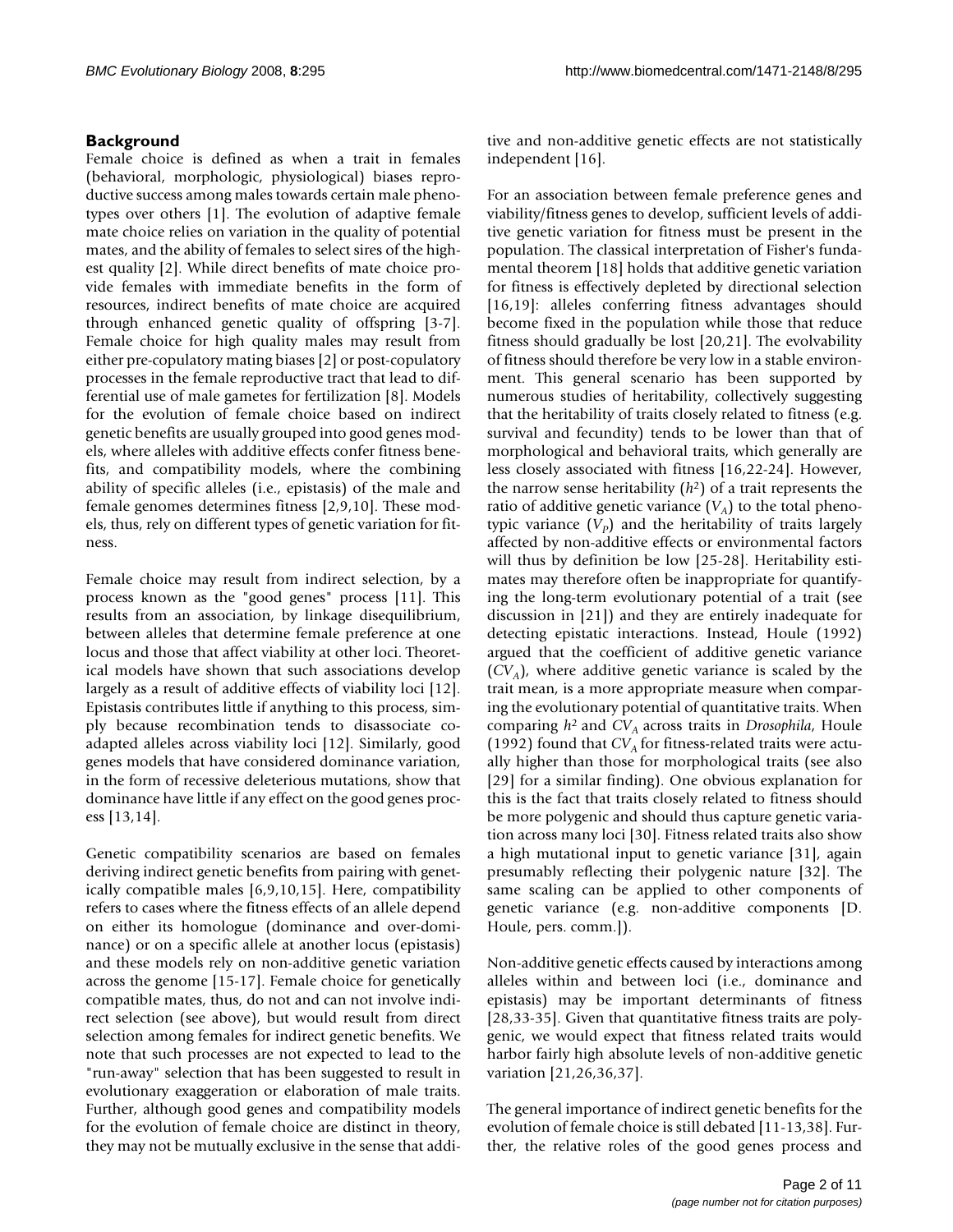## Background

Female choice is defined as when a trait in females (behavioral, morphologic, physiological) biases reproductive success among males towards certain male phenotypes over others [1]. The evolution of adaptive female mate choice relies on variation in the quality of potential mates, and the ability of females to select sires of the highest quality [2]. While direct benefits of mate choice provide females with immediate benefits in the form of resources, indirect benefits of mate choice are acquired through enhanced genetic quality of offspring [3-7]. Female choice for high quality males may result from either pre-copulatory mating biases [2] or post-copulatory processes in the female reproductive tract that lead to differential use of male gametes for fertilization [8]. Models for the evolution of female choice based on indirect genetic benefits are usually grouped into good genes models, where alleles with additive effects confer fitness benefits, and compatibility models, where the combining ability of specific alleles (i.e., epistasis) of the male and female genomes determines fitness [2,9,10]. These models, thus, rely on different types of genetic variation for fitness.

Female choice may result from indirect selection, by a process known as the "good genes" process [11]. This results from an association, by linkage disequilibrium, between alleles that determine female preference at one locus and those that affect viability at other loci. Theoretical models have shown that such associations develop largely as a result of additive effects of viability loci [12]. Epistasis contributes little if anything to this process, simply because recombination tends to disassociate co-adapted alleles across viability loci [12]. Similarly, good genes models that have considered dominance variation, in the form of recessive deleterious mutations, show that dominance have little if any effect on the good genes process [13,14].

Genetic compatibility scenarios are based on females deriving indirect genetic benefits from pairing with genetically compatible males [6,9,10,15]. Here, compatibility refers to cases where the fitness effects of an allele depend on either its homologue (dominance and over-dominance) or on a specific allele at another locus (epistasis) and these models rely on non-additive genetic variation across the genome [15-17]. Female choice for genetically compatible mates, thus, do not and can not involve indirect selection (see above), but would result from direct selection among females for indirect genetic benefits. We note that such processes are not expected to lead to the "run-away" selection that has been suggested to result in evolutionary exaggeration or elaboration of male traits. Further, although good genes and compatibility models for the evolution of female choice are distinct in theory, they may not be mutually exclusive in the sense that additive and non-additive genetic effects are not statistically independent [16].

For an association between female preference genes and viability/fitness genes to develop, sufficient levels of additive genetic variation for fitness must be present in the population. The classical interpretation of Fisher's fundamental theorem [18] holds that additive genetic variation for fitness is effectively depleted by directional selection [16,19]: alleles conferring fitness advantages should become fixed in the population while those that reduce fitness should gradually be lost [20,21]. The evolvability of fitness should therefore be very low in a stable environment. This general scenario has been supported by numerous studies of heritability, collectively suggesting that the heritability of traits closely related to fitness (e.g. survival and fecundity) tends to be lower than that of morphological and behavioral traits, which generally are less closely associated with fitness [16,22-24]. However, the narrow sense heritability ($h^2$) of a trait represents the ratio of additive genetic variance ($V_A$) to the total phenotypic variance ($V_P$) and the heritability of traits largely affected by non-additive effects or environmental factors will thus by definition be low [25-28]. Heritability estimates may therefore often be inappropriate for quantifying the long-term evolutionary potential of a trait (see discussion in [21]) and they are entirely inadequate for detecting epistatic interactions. Instead, Houle (1992) argued that the coefficient of additive genetic variance ($CV_A$), where additive genetic variance is scaled by the trait mean, is a more appropriate measure when comparing the evolutionary potential of quantitative traits. When comparing $h^2$ and $CV_A$ across traits in *Drosophila*, Houle (1992) found that $CV_A$ for fitness-related traits were actually higher than those for morphological traits (see also [29] for a similar finding). One obvious explanation for this is the fact that traits closely related to fitness should be more polygenic and should thus capture genetic variation across many loci [30]. Fitness related traits also show a high mutational input to genetic variance [31], again presumably reflecting their polygenic nature [32]. The same scaling can be applied to other components of genetic variance (e.g. non-additive components [D. Houle, pers. comm.]).

Non-additive genetic effects caused by interactions among alleles within and between loci (i.e., dominance and epistasis) may be important determinants of fitness [28,33-35]. Given that quantitative fitness traits are polygenic, we would expect that fitness related traits would harbor fairly high absolute levels of non-additive genetic variation [21,26,36,37].

The general importance of indirect genetic benefits for the evolution of female choice is still debated [11-13,38]. Further, the relative roles of the good genes process and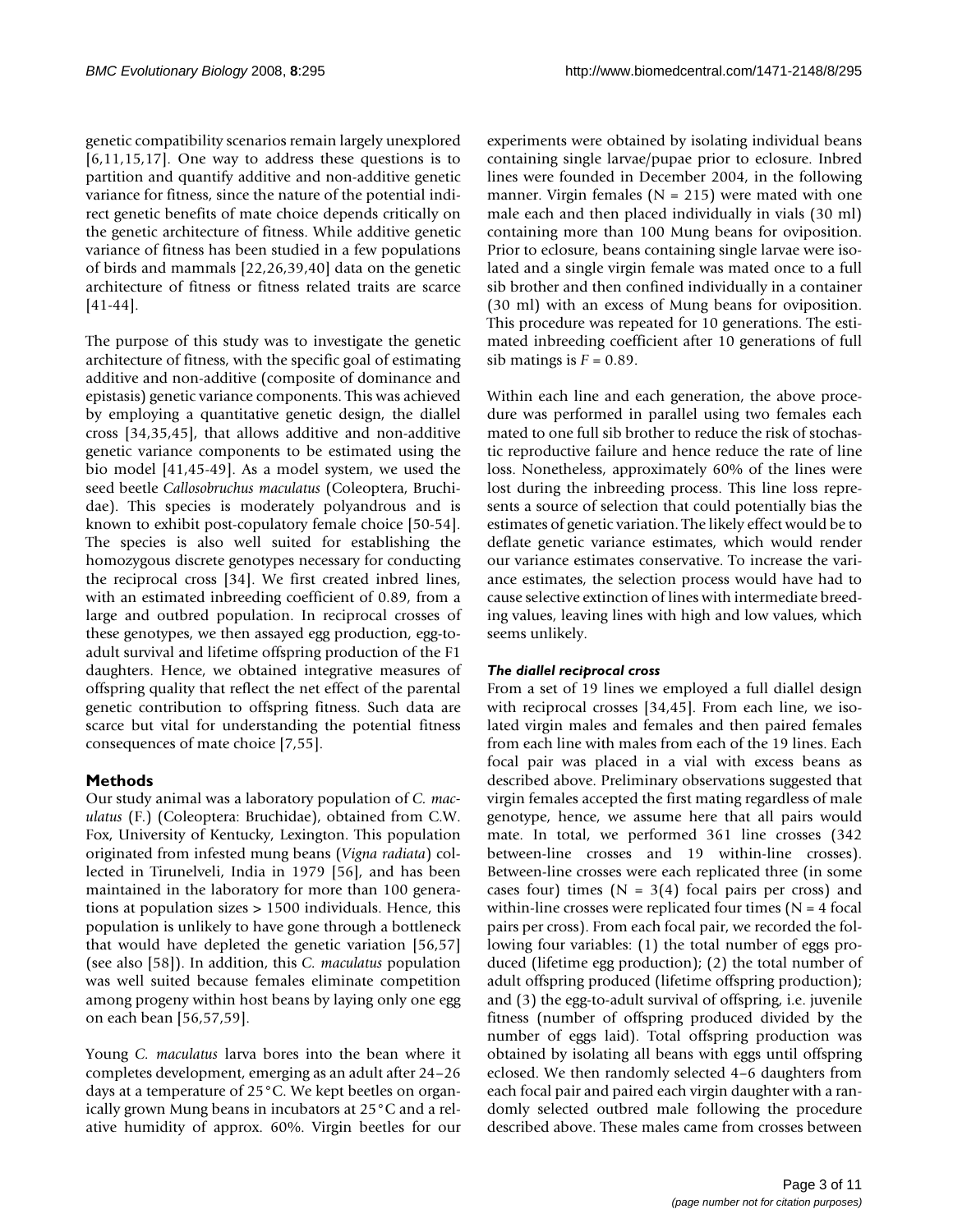genetic compatibility scenarios remain largely unexplored [6,11,15,17]. One way to address these questions is to partition and quantify additive and non-additive genetic variance for fitness, since the nature of the potential indirect genetic benefits of mate choice depends critically on the genetic architecture of fitness. While additive genetic variance of fitness has been studied in a few populations of birds and mammals [22,26,39,40] data on the genetic architecture of fitness or fitness related traits are scarce [41-44].

The purpose of this study was to investigate the genetic architecture of fitness, with the specific goal of estimating additive and non-additive (composite of dominance and epistasis) genetic variance components. This was achieved by employing a quantitative genetic design, the diallel cross [34,35,45], that allows additive and non-additive genetic variance components to be estimated using the bio model [41,45-49]. As a model system, we used the seed beetle *Callosobruchus maculatus* (Coleoptera, Bruchidae). This species is moderately polyandrous and is known to exhibit post-copulatory female choice [50-54]. The species is also well suited for establishing the homozygous discrete genotypes necessary for conducting the reciprocal cross [34]. We first created inbred lines, with an estimated inbreeding coefficient of 0.89, from a large and outbred population. In reciprocal crosses of these genotypes, we then assayed egg production, egg-to-adult survival and lifetime offspring production of the F1 daughters. Hence, we obtained integrative measures of offspring quality that reflect the net effect of the parental genetic contribution to offspring fitness. Such data are scarce but vital for understanding the potential fitness consequences of mate choice [7,55].

## Methods

Our study animal was a laboratory population of *C. maculatus* (F.) (Coleoptera: Bruchidae), obtained from C.W. Fox, University of Kentucky, Lexington. This population originated from infested mung beans (*Vigna radiata*) collected in Tirunelveli, India in 1979 [56], and has been maintained in the laboratory for more than 100 generations at population sizes > 1500 individuals. Hence, this population is unlikely to have gone through a bottleneck that would have depleted the genetic variation [56,57] (see also [58]). In addition, this *C. maculatus* population was well suited because females eliminate competition among progeny within host beans by laying only one egg on each bean [56,57,59].

Young *C. maculatus* larva bores into the bean where it completes development, emerging as an adult after 24–26 days at a temperature of 25°C. We kept beetles on organically grown Mung beans in incubators at 25°C and a relative humidity of approx. 60%. Virgin beetles for our experiments were obtained by isolating individual beans containing single larvae/pupae prior to eclosure. Inbred lines were founded in December 2004, in the following manner. Virgin females (N = 215) were mated with one male each and then placed individually in vials (30 ml) containing more than 100 Mung beans for oviposition. Prior to eclosure, beans containing single larvae were isolated and a single virgin female was mated once to a full sib brother and then confined individually in a container (30 ml) with an excess of Mung beans for oviposition. This procedure was repeated for 10 generations. The estimated inbreeding coefficient after 10 generations of full sib matings is $F = 0.89$.

Within each line and each generation, the above procedure was performed in parallel using two females each mated to one full sib brother to reduce the risk of stochastic reproductive failure and hence reduce the rate of line loss. Nonetheless, approximately 60% of the lines were lost during the inbreeding process. This line loss represents a source of selection that could potentially bias the estimates of genetic variation. The likely effect would be to deflate genetic variance estimates, which would render our variance estimates conservative. To increase the variance estimates, the selection process would have had to cause selective extinction of lines with intermediate breeding values, leaving lines with high and low values, which seems unlikely.

### *The diallel reciprocal cross*

From a set of 19 lines we employed a full diallel design with reciprocal crosses [34,45]. From each line, we isolated virgin males and females and then paired females from each line with males from each of the 19 lines. Each focal pair was placed in a vial with excess beans as described above. Preliminary observations suggested that virgin females accepted the first mating regardless of male genotype, hence, we assume here that all pairs would mate. In total, we performed 361 line crosses (342 between-line crosses and 19 within-line crosses). Between-line crosses were each replicated three (in some cases four) times (N = 3(4) focal pairs per cross) and within-line crosses were replicated four times (N = 4 focal pairs per cross). From each focal pair, we recorded the following four variables: (1) the total number of eggs produced (lifetime egg production); (2) the total number of adult offspring produced (lifetime offspring production); and (3) the egg-to-adult survival of offspring, i.e. juvenile fitness (number of offspring produced divided by the number of eggs laid). Total offspring production was obtained by isolating all beans with eggs until offspring eclosed. We then randomly selected 4–6 daughters from each focal pair and paired each virgin daughter with a randomly selected outbred male following the procedure described above. These males came from crosses between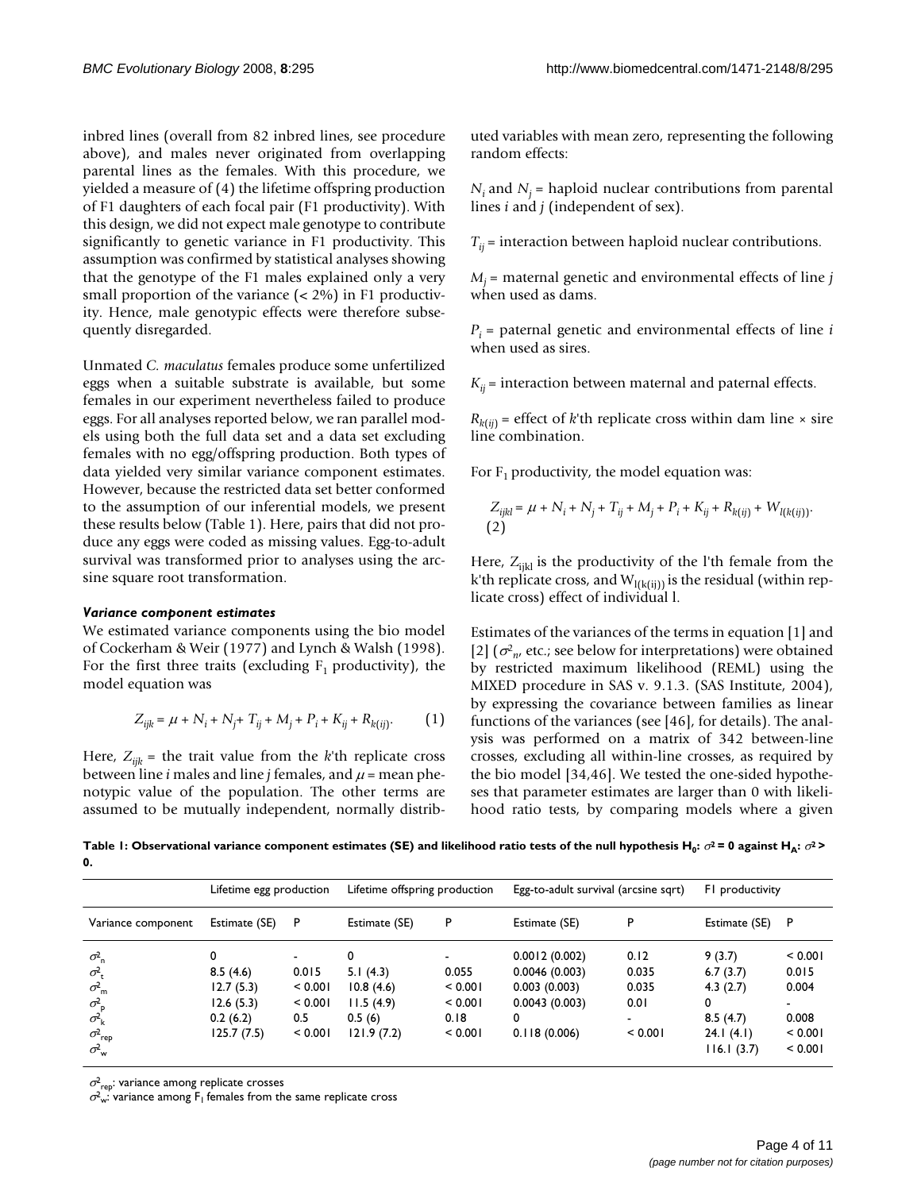inbred lines (overall from 82 inbred lines, see procedure above), and males never originated from overlapping parental lines as the females. With this procedure, we yielded a measure of (4) the lifetime offspring production of F1 daughters of each focal pair (F1 productivity). With this design, we did not expect male genotype to contribute significantly to genetic variance in F1 productivity. This assumption was confirmed by statistical analyses showing that the genotype of the F1 males explained only a very small proportion of the variance (< 2%) in F1 productivity. Hence, male genotypic effects were therefore subsequently disregarded.

Unmated *C. maculatus* females produce some unfertilized eggs when a suitable substrate is available, but some females in our experiment nevertheless failed to produce eggs. For all analyses reported below, we ran parallel models using both the full data set and a data set excluding females with no egg/offspring production. Both types of data yielded very similar variance component estimates. However, because the restricted data set better conformed to the assumption of our inferential models, we present these results below (Table 1). Here, pairs that did not produce any eggs were coded as missing values. Egg-to-adult survival was transformed prior to analyses using the arcsine square root transformation.

### *Variance component estimates*

We estimated variance components using the bio model of Cockerham & Weir (1977) and Lynch & Walsh (1998). For the first three traits (excluding $F_1$ productivity), the model equation was

$$Z_{ijk} = \mu + N_i + N_j + T_{ij} + M_j + P_i + K_{ij} + R_{k(ij)}. \quad (1)$$

Here, $Z_{ijk}$ = the trait value from the $k$'th replicate cross between line $i$ males and line $j$ females, and $\mu$ = mean phenotypic value of the population. The other terms are assumed to be mutually independent, normally distributed variables with mean zero, representing the following random effects:

$N_i$ and $N_j$ = haploid nuclear contributions from parental lines $i$ and $j$ (independent of sex).

$T_{ij}$ = interaction between haploid nuclear contributions.

$M_j$ = maternal genetic and environmental effects of line $j$ when used as dams.

$P_i$ = paternal genetic and environmental effects of line $i$ when used as sires.

$K_{ij}$ = interaction between maternal and paternal effects.

$R_{k(ij)}$ = effect of $k$'th replicate cross within dam line × sire line combination.

For $F_1$ productivity, the model equation was:

$$Z_{ijkl} = \mu + N_i + N_j + T_{ij} + M_j + P_i + K_{ij} + R_{k(ij)} + W_{l(k(ij))}. \quad (2)$$

Here, $Z_{ijkl}$ is the productivity of the l'th female from the k'th replicate cross, and $W_{l(k(ij))}$ is the residual (within replicate cross) effect of individual l.

Estimates of the variances of the terms in equation [1] and [2] ($\sigma^2_n$, etc.; see below for interpretations) were obtained by restricted maximum likelihood (REML) using the MIXED procedure in SAS v. 9.1.3. (SAS Institute, 2004), by expressing the covariance between families as linear functions of the variances (see [46], for details). The analysis was performed on a matrix of 342 between-line crosses, excluding all within-line crosses, as required by the bio model [34,46]. We tested the one-sided hypotheses that parameter estimates are larger than 0 with likelihood ratio tests, by comparing models where a given

**Table 1: Observational variance component estimates (SE) and likelihood ratio tests of the null hypothesis $H_0$: $\sigma^2 = 0$ against $H_A$: $\sigma^2 > 0$.**

| | Lifetime egg production | | Lifetime offspring production | | Egg-to-adult survival (arcsine sqrt) | | F1 productivity | |
|---|---|---|---|---|---|---|---|---|
| Variance component | Estimate (SE) | P | Estimate (SE) | P | Estimate (SE) | P | Estimate (SE) | P |
| $\sigma^2_n$ | 0 | - | 0 | - | 0.0012 (0.002) | 0.12 | 9 (3.7) | < 0.001 |
| $\sigma^2_t$ | 8.5 (4.6) | 0.015 | 5.1 (4.3) | 0.055 | 0.0046 (0.003) | 0.035 | 6.7 (3.7) | 0.015 |
| $\sigma^2_m$ | 12.7 (5.3) | < 0.001 | 10.8 (4.6) | < 0.001 | 0.003 (0.003) | 0.035 | 4.3 (2.7) | 0.004 |
| $\sigma^2_p$ | 12.6 (5.3) | < 0.001 | 11.5 (4.9) | < 0.001 | 0.0043 (0.003) | 0.01 | 0 | - |
| $\sigma^2_k$ | 0.2 (6.2) | 0.5 | 0.5 (6) | 0.18 | 0 | - | 8.5 (4.7) | 0.008 |
| $\sigma^2_{rep}$ | 125.7 (7.5) | < 0.001 | 121.9 (7.2) | < 0.001 | 0.118 (0.006) | < 0.001 | 24.1 (4.1) | < 0.001 |
| $\sigma^2_w$ | | | | | | | 116.1 (3.7) | < 0.001 |

$\sigma^2_{rep}$: variance among replicate crosses
$\sigma^2_w$: variance among $F_1$ females from the same replicate cross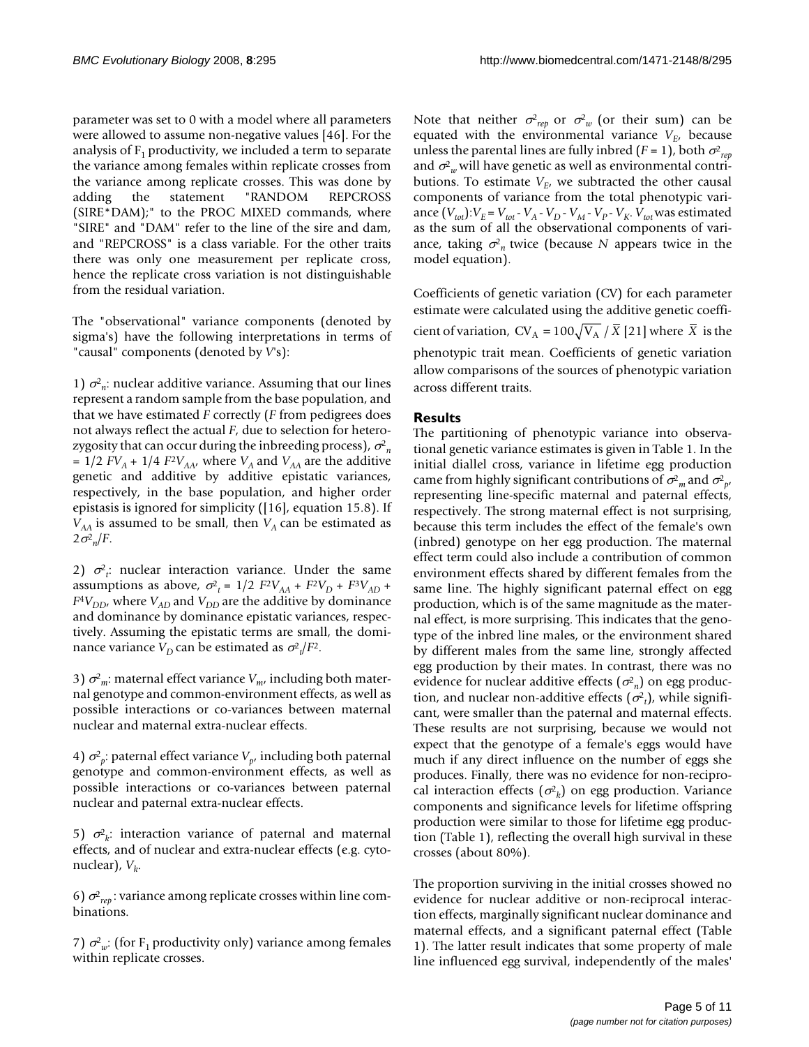parameter was set to 0 with a model where all parameters were allowed to assume non-negative values [46]. For the analysis of $F_1$ productivity, we included a term to separate the variance among females within replicate crosses from the variance among replicate crosses. This was done by adding the statement "RANDOM REPCROSS (SIRE*DAM);" to the PROC MIXED commands, where "SIRE" and "DAM" refer to the line of the sire and dam, and "REPCROSS" is a class variable. For the other traits there was only one measurement per replicate cross, hence the replicate cross variation is not distinguishable from the residual variation.

The "observational" variance components (denoted by sigma's) have the following interpretations in terms of "causal" components (denoted by $V$'s):

1) $\sigma^2_n$: nuclear additive variance. Assuming that our lines represent a random sample from the base population, and that we have estimated $F$ correctly ($F$ from pedigrees does not always reflect the actual $F$, due to selection for heterozygosity that can occur during the inbreeding process), $\sigma^2_n = 1/2\ FV_A + 1/4\ F^2V_{AA}$, where $V_A$ and $V_{AA}$ are the additive genetic and additive by additive epistatic variances, respectively, in the base population, and higher order epistasis is ignored for simplicity ([16], equation 15.8). If $V_{AA}$ is assumed to be small, then $V_A$ can be estimated as $2\sigma^2_n/F$.

2) $\sigma^2_t$: nuclear interaction variance. Under the same assumptions as above, $\sigma^2_t = 1/2\ F^2V_{AA} + F^2V_D + F^3V_{AD} + F^4V_{DD}$, where $V_{AD}$ and $V_{DD}$ are the additive by dominance and dominance by dominance epistatic variances, respectively. Assuming the epistatic terms are small, the dominance variance $V_D$ can be estimated as $\sigma^2_t/F^2$.

3) $\sigma^2_m$: maternal effect variance $V_m$, including both maternal genotype and common-environment effects, as well as possible interactions or co-variances between maternal nuclear and maternal extra-nuclear effects.

4) $\sigma^2_p$: paternal effect variance $V_p$, including both paternal genotype and common-environment effects, as well as possible interactions or co-variances between paternal nuclear and paternal extra-nuclear effects.

5) $\sigma^2_k$: interaction variance of paternal and maternal effects, and of nuclear and extra-nuclear effects (e.g. cyto-nuclear), $V_k$.

6) $\sigma^2_{rep}$: variance among replicate crosses within line combinations.

7) $\sigma^2_w$: (for $F_1$ productivity only) variance among females within replicate crosses.

Note that neither $\sigma^2_{rep}$ or $\sigma^2_w$ (or their sum) can be equated with the environmental variance $V_E$, because unless the parental lines are fully inbred ($F = 1$), both $\sigma^2_{rep}$ and $\sigma^2_w$ will have genetic as well as environmental contributions. To estimate $V_E$, we subtracted the other causal components of variance from the total phenotypic variance ($V_{tot}$): $V_E = V_{tot} - V_A - V_D - V_M - V_P - V_K$. $V_{tot}$ was estimated as the sum of all the observational components of variance, taking $\sigma^2_n$ twice (because $N$ appears twice in the model equation).

Coefficients of genetic variation (CV) for each parameter estimate were calculated using the additive genetic coefficient of variation, $\mathrm{CV_A} = 100\sqrt{\mathrm{V_A}}\ /\ \overline{X}$ [21] where $\overline{X}$ is the phenotypic trait mean. Coefficients of genetic variation allow comparisons of the sources of phenotypic variation across different traits.

## Results

The partitioning of phenotypic variance into observational genetic variance estimates is given in Table 1. In the initial diallel cross, variance in lifetime egg production came from highly significant contributions of $\sigma^2_m$ and $\sigma^2_p$, representing line-specific maternal and paternal effects, respectively. The strong maternal effect is not surprising, because this term includes the effect of the female's own (inbred) genotype on her egg production. The maternal effect term could also include a contribution of common environment effects shared by different females from the same line. The highly significant paternal effect on egg production, which is of the same magnitude as the maternal effect, is more surprising. This indicates that the genotype of the inbred line males, or the environment shared by different males from the same line, strongly affected egg production by their mates. In contrast, there was no evidence for nuclear additive effects ($\sigma^2_n$) on egg production, and nuclear non-additive effects ($\sigma^2_t$), while significant, were smaller than the paternal and maternal effects. These results are not surprising, because we would not expect that the genotype of a female's eggs would have much if any direct influence on the number of eggs she produces. Finally, there was no evidence for non-reciprocal interaction effects ($\sigma^2_k$) on egg production. Variance components and significance levels for lifetime offspring production were similar to those for lifetime egg production (Table 1), reflecting the overall high survival in these crosses (about 80%).

The proportion surviving in the initial crosses showed no evidence for nuclear additive or non-reciprocal interaction effects, marginally significant nuclear dominance and maternal effects, and a significant paternal effect (Table 1). The latter result indicates that some property of male line influenced egg survival, independently of the males'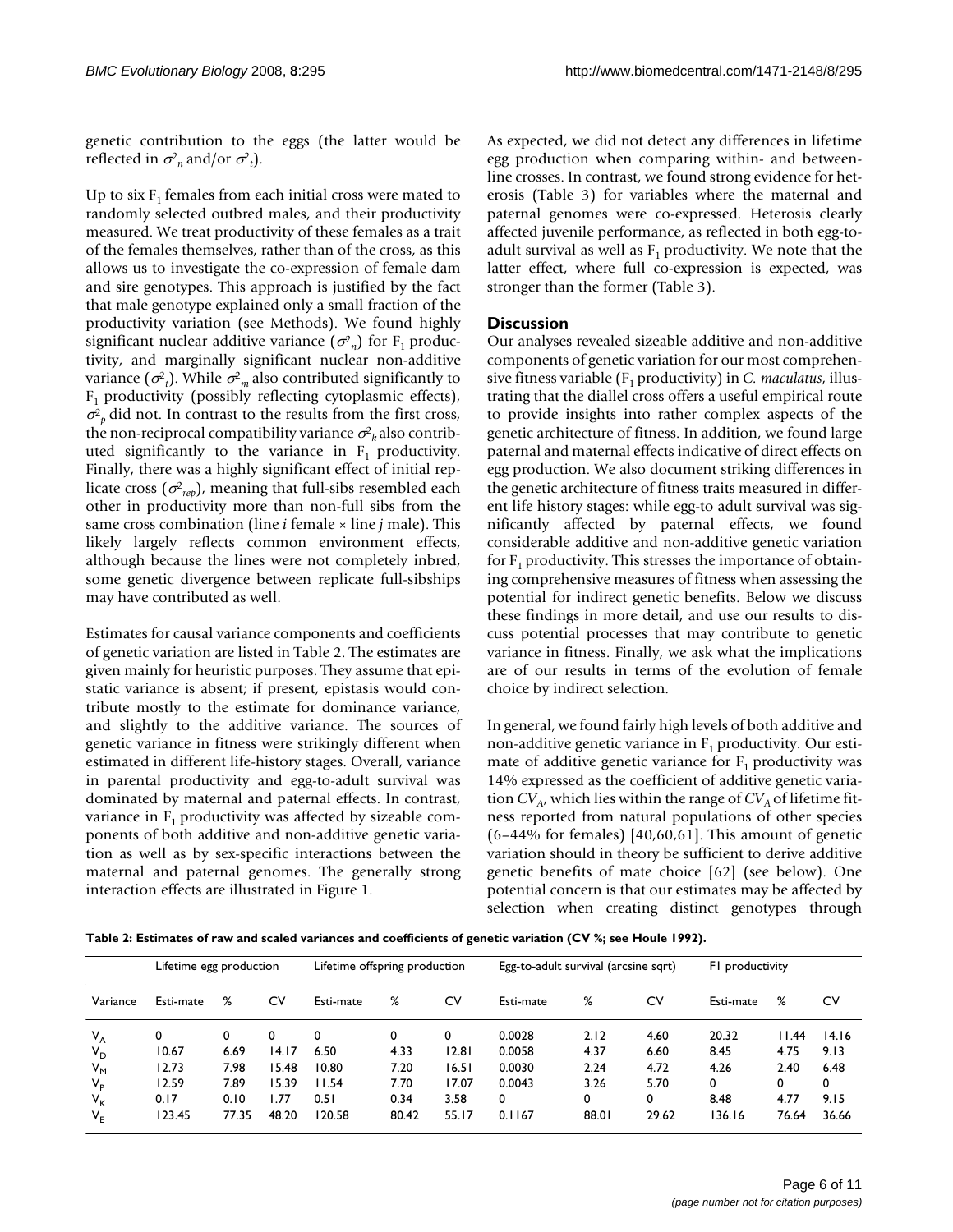genetic contribution to the eggs (the latter would be reflected in $\sigma^2_n$ and/or $\sigma^2_t$).

Up to six $F_1$ females from each initial cross were mated to randomly selected outbred males, and their productivity measured. We treat productivity of these females as a trait of the females themselves, rather than of the cross, as this allows us to investigate the co-expression of female dam and sire genotypes. This approach is justified by the fact that male genotype explained only a small fraction of the productivity variation (see Methods). We found highly significant nuclear additive variance ($\sigma^2_n$) for $F_1$ productivity, and marginally significant nuclear non-additive variance ($\sigma^2_t$). While $\sigma^2_m$ also contributed significantly to $F_1$ productivity (possibly reflecting cytoplasmic effects), $\sigma^2_p$ did not. In contrast to the results from the first cross, the non-reciprocal compatibility variance $\sigma^2_k$ also contributed significantly to the variance in $F_1$ productivity. Finally, there was a highly significant effect of initial replicate cross ($\sigma^2_{rep}$), meaning that full-sibs resembled each other in productivity more than non-full sibs from the same cross combination (line *i* female × line *j* male). This likely largely reflects common environment effects, although because the lines were not completely inbred, some genetic divergence between replicate full-sibships may have contributed as well.

Estimates for causal variance components and coefficients of genetic variation are listed in Table 2. The estimates are given mainly for heuristic purposes. They assume that epistatic variance is absent; if present, epistasis would contribute mostly to the estimate for dominance variance, and slightly to the additive variance. The sources of genetic variance in fitness were strikingly different when estimated in different life-history stages. Overall, variance in parental productivity and egg-to-adult survival was dominated by maternal and paternal effects. In contrast, variance in $F_1$ productivity was affected by sizeable components of both additive and non-additive genetic variation as well as by sex-specific interactions between the maternal and paternal genomes. The generally strong interaction effects are illustrated in Figure 1.

As expected, we did not detect any differences in lifetime egg production when comparing within- and between-line crosses. In contrast, we found strong evidence for heterosis (Table 3) for variables where the maternal and paternal genomes were co-expressed. Heterosis clearly affected juvenile performance, as reflected in both egg-to-adult survival as well as $F_1$ productivity. We note that the latter effect, where full co-expression is expected, was stronger than the former (Table 3).

## Discussion

Our analyses revealed sizeable additive and non-additive components of genetic variation for our most comprehensive fitness variable ($F_1$ productivity) in *C. maculatus*, illustrating that the diallel cross offers a useful empirical route to provide insights into rather complex aspects of the genetic architecture of fitness. In addition, we found large paternal and maternal effects indicative of direct effects on egg production. We also document striking differences in the genetic architecture of fitness traits measured in different life history stages: while egg-to adult survival was significantly affected by paternal effects, we found considerable additive and non-additive genetic variation for $F_1$ productivity. This stresses the importance of obtaining comprehensive measures of fitness when assessing the potential for indirect genetic benefits. Below we discuss these findings in more detail, and use our results to discuss potential processes that may contribute to genetic variance in fitness. Finally, we ask what the implications are of our results in terms of the evolution of female choice by indirect selection.

In general, we found fairly high levels of both additive and non-additive genetic variance in $F_1$ productivity. Our estimate of additive genetic variance for $F_1$ productivity was 14% expressed as the coefficient of additive genetic variation $CV_A$, which lies within the range of $CV_A$ of lifetime fitness reported from natural populations of other species (6–44% for females) [40,60,61]. This amount of genetic variation should in theory be sufficient to derive additive genetic benefits of mate choice [62] (see below). One potential concern is that our estimates may be affected by selection when creating distinct genotypes through

**Table 2: Estimates of raw and scaled variances and coefficients of genetic variation (CV %; see Houle 1992).**

| | Lifetime egg production | | | Lifetime offspring production | | | Egg-to-adult survival (arcsine sqrt) | | | F1 productivity | | |
|---|---|---|---|---|---|---|---|---|---|---|---|---|
| Variance | Esti-mate | % | CV | Esti-mate | % | CV | Esti-mate | % | CV | Esti-mate | % | CV |
| $V_A$ | 0 | 0 | 0 | 0 | 0 | 0 | 0.0028 | 2.12 | 4.60 | 20.32 | 11.44 | 14.16 |
| $V_D$ | 10.67 | 6.69 | 14.17 | 6.50 | 4.33 | 12.81 | 0.0058 | 4.37 | 6.60 | 8.45 | 4.75 | 9.13 |
| $V_M$ | 12.73 | 7.98 | 15.48 | 10.80 | 7.20 | 16.51 | 0.0030 | 2.24 | 4.72 | 4.26 | 2.40 | 6.48 |
| $V_P$ | 12.59 | 7.89 | 15.39 | 11.54 | 7.70 | 17.07 | 0.0043 | 3.26 | 5.70 | 0 | 0 | 0 |
| $V_K$ | 0.17 | 0.10 | 1.77 | 0.51 | 0.34 | 3.58 | 0 | 0 | 0 | 8.48 | 4.77 | 9.15 |
| $V_E$ | 123.45 | 77.35 | 48.20 | 120.58 | 80.42 | 55.17 | 0.1167 | 88.01 | 29.62 | 136.16 | 76.64 | 36.66 |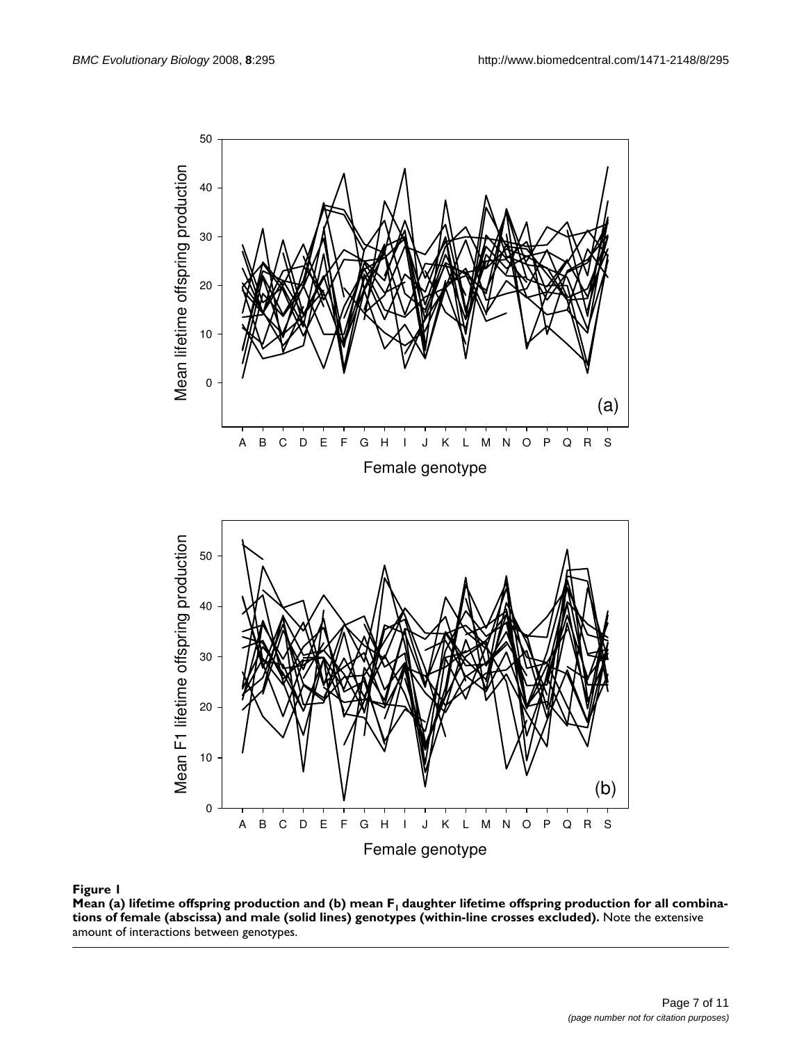**Figure 1**

**Mean (a) lifetime offspring production and (b) mean $F_1$ daughter lifetime offspring production for all combinations of female (abscissa) and male (solid lines) genotypes (within-line crosses excluded).** Note the extensive amount of interactions between genotypes.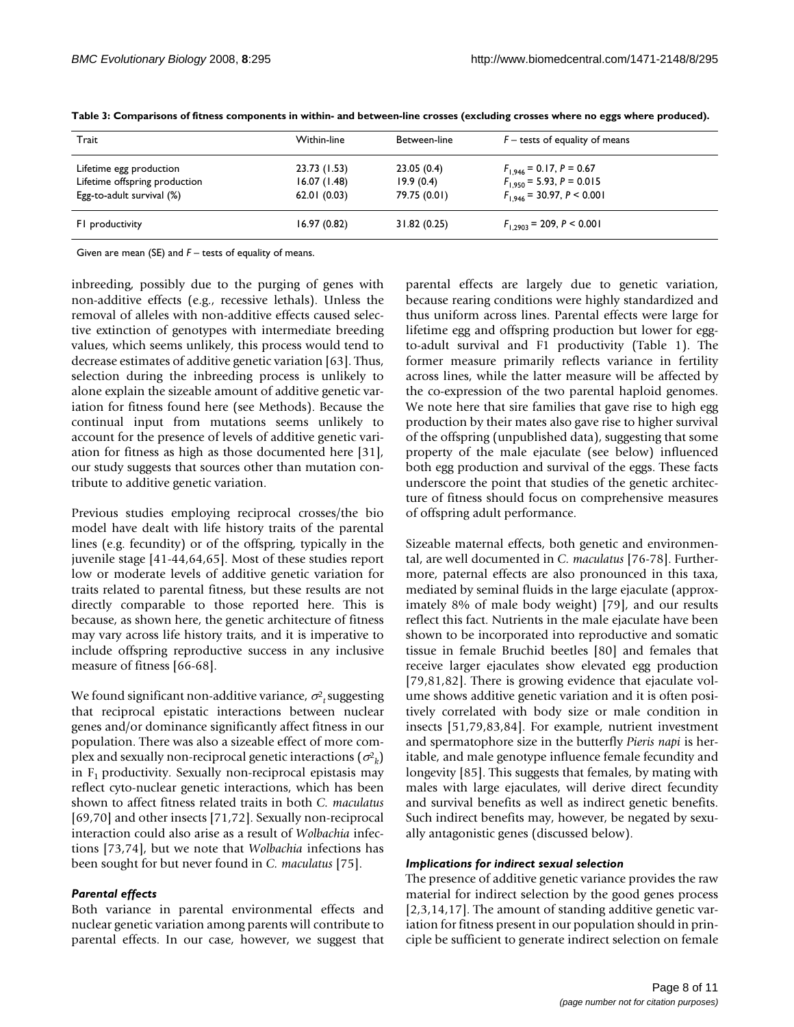**Table 3: Comparisons of fitness components in within- and between-line crosses (excluding crosses where no eggs where produced).**

| Trait | Within-line | Between-line | $F$ – tests of equality of means |
|---|---|---|---|
| Lifetime egg production | 23.73 (1.53) | 23.05 (0.4) | $F_{1,946} = 0.17, P = 0.67$ |
| Lifetime offspring production | 16.07 (1.48) | 19.9 (0.4) | $F_{1,950} = 5.93, P = 0.015$ |
| Egg-to-adult survival (%) | 62.01 (0.03) | 79.75 (0.01) | $F_{1,946} = 30.97, P < 0.001$ |
| F1 productivity | 16.97 (0.82) | 31.82 (0.25) | $F_{1,2903} = 209, P < 0.001$ |

Given are mean (SE) and $F$ – tests of equality of means.

inbreeding, possibly due to the purging of genes with non-additive effects (e.g., recessive lethals). Unless the removal of alleles with non-additive effects caused selective extinction of genotypes with intermediate breeding values, which seems unlikely, this process would tend to decrease estimates of additive genetic variation [63]. Thus, selection during the inbreeding process is unlikely to alone explain the sizeable amount of additive genetic variation for fitness found here (see Methods). Because the continual input from mutations seems unlikely to account for the presence of levels of additive genetic variation for fitness as high as those documented here [31], our study suggests that sources other than mutation contribute to additive genetic variation.

Previous studies employing reciprocal crosses/the bio model have dealt with life history traits of the parental lines (e.g. fecundity) or of the offspring, typically in the juvenile stage [41-44,64,65]. Most of these studies report low or moderate levels of additive genetic variation for traits related to parental fitness, but these results are not directly comparable to those reported here. This is because, as shown here, the genetic architecture of fitness may vary across life history traits, and it is imperative to include offspring reproductive success in any inclusive measure of fitness [66-68].

We found significant non-additive variance, $\sigma^2_t$ suggesting that reciprocal epistatic interactions between nuclear genes and/or dominance significantly affect fitness in our population. There was also a sizeable effect of more complex and sexually non-reciprocal genetic interactions ($\sigma^2_k$) in $F_1$ productivity. Sexually non-reciprocal epistasis may reflect cyto-nuclear genetic interactions, which has been shown to affect fitness related traits in both *C. maculatus* [69,70] and other insects [71,72]. Sexually non-reciprocal interaction could also arise as a result of *Wolbachia* infections [73,74], but we note that *Wolbachia* infections has been sought for but never found in *C. maculatus* [75].

### *Parental effects*

Both variance in parental environmental effects and nuclear genetic variation among parents will contribute to parental effects. In our case, however, we suggest that parental effects are largely due to genetic variation, because rearing conditions were highly standardized and thus uniform across lines. Parental effects were large for lifetime egg and offspring production but lower for egg-to-adult survival and F1 productivity (Table 1). The former measure primarily reflects variance in fertility across lines, while the latter measure will be affected by the co-expression of the two parental haploid genomes. We note here that sire families that gave rise to high egg production by their mates also gave rise to higher survival of the offspring (unpublished data), suggesting that some property of the male ejaculate (see below) influenced both egg production and survival of the eggs. These facts underscore the point that studies of the genetic architecture of fitness should focus on comprehensive measures of offspring adult performance.

Sizeable maternal effects, both genetic and environmental, are well documented in *C. maculatus* [76-78]. Furthermore, paternal effects are also pronounced in this taxa, mediated by seminal fluids in the large ejaculate (approximately 8% of male body weight) [79], and our results reflect this fact. Nutrients in the male ejaculate have been shown to be incorporated into reproductive and somatic tissue in female Bruchid beetles [80] and females that receive larger ejaculates show elevated egg production [79,81,82]. There is growing evidence that ejaculate volume shows additive genetic variation and it is often positively correlated with body size or male condition in insects [51,79,83,84]. For example, nutrient investment and spermatophore size in the butterfly *Pieris napi* is heritable, and male genotype influence female fecundity and longevity [85]. This suggests that females, by mating with males with large ejaculates, will derive direct fecundity and survival benefits as well as indirect genetic benefits. Such indirect benefits may, however, be negated by sexually antagonistic genes (discussed below).

### *Implications for indirect sexual selection*

The presence of additive genetic variance provides the raw material for indirect selection by the good genes process [2,3,14,17]. The amount of standing additive genetic variation for fitness present in our population should in principle be sufficient to generate indirect selection on female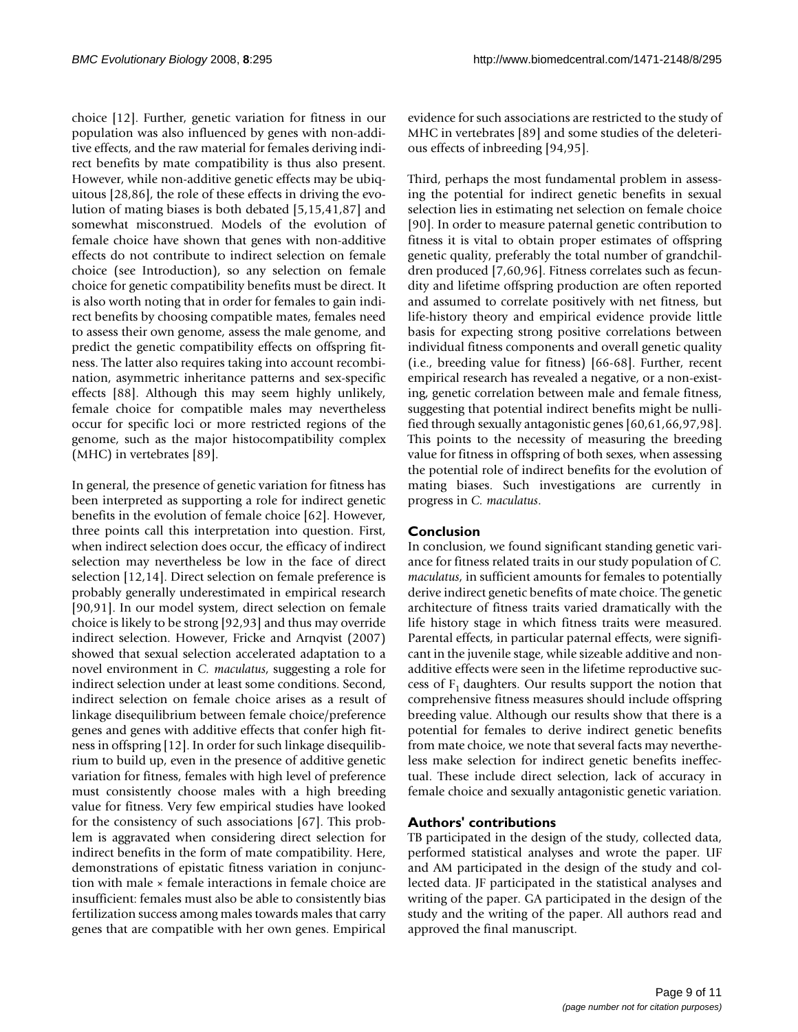choice [12]. Further, genetic variation for fitness in our population was also influenced by genes with non-additive effects, and the raw material for females deriving indirect benefits by mate compatibility is thus also present. However, while non-additive genetic effects may be ubiquitous [28,86], the role of these effects in driving the evolution of mating biases is both debated [5,15,41,87] and somewhat misconstrued. Models of the evolution of female choice have shown that genes with non-additive effects do not contribute to indirect selection on female choice (see Introduction), so any selection on female choice for genetic compatibility benefits must be direct. It is also worth noting that in order for females to gain indirect benefits by choosing compatible mates, females need to assess their own genome, assess the male genome, and predict the genetic compatibility effects on offspring fitness. The latter also requires taking into account recombination, asymmetric inheritance patterns and sex-specific effects [88]. Although this may seem highly unlikely, female choice for compatible males may nevertheless occur for specific loci or more restricted regions of the genome, such as the major histocompatibility complex (MHC) in vertebrates [89].

In general, the presence of genetic variation for fitness has been interpreted as supporting a role for indirect genetic benefits in the evolution of female choice [62]. However, three points call this interpretation into question. First, when indirect selection does occur, the efficacy of indirect selection may nevertheless be low in the face of direct selection [12,14]. Direct selection on female preference is probably generally underestimated in empirical research [90,91]. In our model system, direct selection on female choice is likely to be strong [92,93] and thus may override indirect selection. However, Fricke and Arnqvist (2007) showed that sexual selection accelerated adaptation to a novel environment in *C. maculatus*, suggesting a role for indirect selection under at least some conditions. Second, indirect selection on female choice arises as a result of linkage disequilibrium between female choice/preference genes and genes with additive effects that confer high fitness in offspring [12]. In order for such linkage disequilibrium to build up, even in the presence of additive genetic variation for fitness, females with high level of preference must consistently choose males with a high breeding value for fitness. Very few empirical studies have looked for the consistency of such associations [67]. This problem is aggravated when considering direct selection for indirect benefits in the form of mate compatibility. Here, demonstrations of epistatic fitness variation in conjunction with male × female interactions in female choice are insufficient: females must also be able to consistently bias fertilization success among males towards males that carry genes that are compatible with her own genes. Empirical evidence for such associations are restricted to the study of MHC in vertebrates [89] and some studies of the deleterious effects of inbreeding [94,95].

Third, perhaps the most fundamental problem in assessing the potential for indirect genetic benefits in sexual selection lies in estimating net selection on female choice [90]. In order to measure paternal genetic contribution to fitness it is vital to obtain proper estimates of offspring genetic quality, preferably the total number of grandchildren produced [7,60,96]. Fitness correlates such as fecundity and lifetime offspring production are often reported and assumed to correlate positively with net fitness, but life-history theory and empirical evidence provide little basis for expecting strong positive correlations between individual fitness components and overall genetic quality (i.e., breeding value for fitness) [66-68]. Further, recent empirical research has revealed a negative, or a non-existing, genetic correlation between male and female fitness, suggesting that potential indirect benefits might be nullified through sexually antagonistic genes [60,61,66,97,98]. This points to the necessity of measuring the breeding value for fitness in offspring of both sexes, when assessing the potential role of indirect benefits for the evolution of mating biases. Such investigations are currently in progress in *C. maculatus*.

## Conclusion

In conclusion, we found significant standing genetic variance for fitness related traits in our study population of *C. maculatus*, in sufficient amounts for females to potentially derive indirect genetic benefits of mate choice. The genetic architecture of fitness traits varied dramatically with the life history stage in which fitness traits were measured. Parental effects, in particular paternal effects, were significant in the juvenile stage, while sizeable additive and non-additive effects were seen in the lifetime reproductive success of $F_1$ daughters. Our results support the notion that comprehensive fitness measures should include offspring breeding value. Although our results show that there is a potential for females to derive indirect genetic benefits from mate choice, we note that several facts may nevertheless make selection for indirect genetic benefits ineffectual. These include direct selection, lack of accuracy in female choice and sexually antagonistic genetic variation.

## Authors' contributions

TB participated in the design of the study, collected data, performed statistical analyses and wrote the paper. UF and AM participated in the design of the study and collected data. JF participated in the statistical analyses and writing of the paper. GA participated in the design of the study and the writing of the paper. All authors read and approved the final manuscript.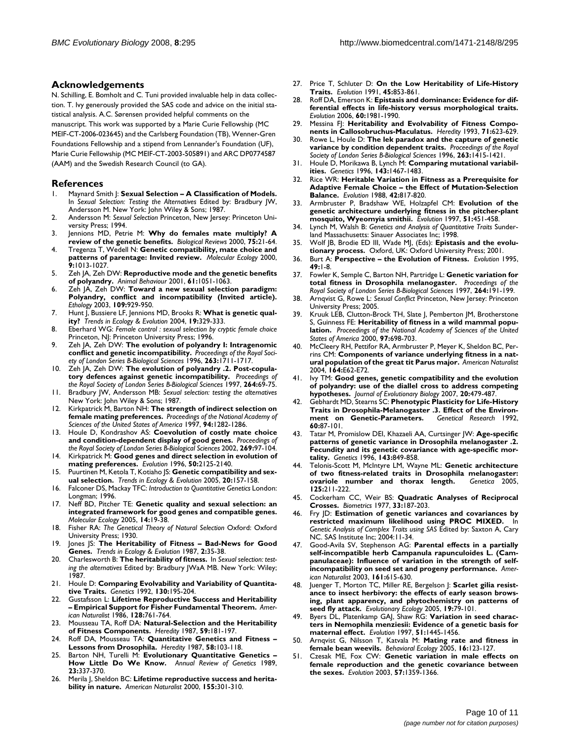## Acknowledgements

N. Schilling, E. Bomholt and C. Tuni provided invaluable help in data collection. T. Ivy generously provided the SAS code and advice on the initial statistical analysis. A.C. Sørensen provided helpful comments on the manuscript. This work was supported by a Marie Curie Fellowship (MC MEIF-CT-2006-023645) and the Carlsberg Foundation (TB), Wenner-Gren Foundations Fellowship and a stipend from Lennander's Foundation (UF), Marie Curie Fellowship (MC MEIF-CT-2003-505891) and ARC DP0774587 (AAM) and the Swedish Research Council (to GA).

## References

1. Maynard Smith J: **Sexual Selection – A Classification of Models.** In *Sexual Selection: Testing the Alternatives* Edited by: Bradbury JW, Andersson M. New York: John Wiley & Sons; 1987.
2. Andersson M: *Sexual Selection* Princeton, New Jersey: Princeton University Press; 1994.
3. Jennions MD, Petrie M: **Why do females mate multiply? A review of the genetic benefits.** *Biological Reviews* 2000, **75:**21-64.
4. Tregenza T, Wedell N: **Genetic compatibility, mate choice and patterns of parentage: Invited review.** *Molecular Ecology* 2000, **9:**1013-1027.
5. Zeh JA, Zeh DW: **Reproductive mode and the genetic benefits of polyandry.** *Animal Behaviour* 2001, **61:**1051-1063.
6. Zeh JA, Zeh DW: **Toward a new sexual selection paradigm: Polyandry, conflict and incompatibility (Invited article).** *Ethology* 2003, **109:**929-950.
7. Hunt J, Bussiere LF, Jennions MD, Brooks R: **What is genetic quality?** *Trends in Ecology & Evolution* 2004, **19:**329-333.
8. Eberhard WG: *Female control : sexual selection by cryptic female choice* Princeton, NJ: Princeton University Press; 1996.
9. Zeh JA, Zeh DW: **The evolution of polyandry I: Intragenomic conflict and genetic incompatibility.** *Proceedings of the Royal Society of London Series B-Biological Sciences* 1996, **263:**1711-1717.
10. Zeh JA, Zeh DW: **The evolution of polyandry .2. Post-copulatory defences against genetic incompatibility.** *Proceedings of the Royal Society of London Series B-Biological Sciences* 1997, **264:**69-75.
11. Bradbury JW, Andersson MB: *Sexual selection: testing the alternatives* New York: John Wiley & Sons; 1987.
12. Kirkpatrick M, Barton NH: **The strength of indirect selection on female mating preferences.** *Proceedings of the National Academy of Sciences of the United States of America* 1997, **94:**1282-1286.
13. Houle D, Kondrashov AS: **Coevolution of costly mate choice and condition-dependent display of good genes.** *Proceedings of the Royal Society of London Series B-Biological Sciences* 2002, **269:**97-104.
14. Kirkpatrick M: **Good genes and direct selection in evolution of mating preferences.** *Evolution* 1996, **50:**2125-2140.
15. Puurtinen M, Ketola T, Kotiaho JS: **Genetic compatibility and sexual selection.** *Trends in Ecology & Evolution* 2005, **20:**157-158.
16. Falconer DS, Mackay TFC: *Introduction to Quantitative Genetics* London: Longman; 1996.
17. Neff BD, Pitcher TE: **Genetic quality and sexual selection: an integrated framework for good genes and compatible genes.** *Molecular Ecology* 2005, **14:**19-38.
18. Fisher RA: *The Genetical Theory of Natural Selection* Oxford: Oxford University Press; 1930.
19. Jones JS: **The Heritability of Fitness – Bad-News for Good Genes.** *Trends in Ecology & Evolution* 1987, **2:**35-38.
20. Charlesworth B: **The heritability of fitness.** In *Sexual selection: testing the alternatives* Edited by: Bradbury JWaA MB. New York: Wiley; 1987.
21. Houle D: **Comparing Evolvability and Variability of Quantitative Traits.** *Genetics* 1992, **130:**195-204.
22. Gustafsson L: **Lifetime Reproductive Success and Heritability – Empirical Support for Fisher Fundamental Theorem.** *American Naturalist* 1986, **128:**761-764.
23. Mousseau TA, Roff DA: **Natural-Selection and the Heritability of Fitness Components.** *Heredity* 1987, **59:**181-197.
24. Roff DA, Mousseau TA: **Quantitative Genetics and Fitness – Lessons from Drosophila.** *Heredity* 1987, **58:**103-118.
25. Barton NH, Turelli M: **Evolutionary Quantitative Genetics – How Little Do We Know.** *Annual Review of Genetics* 1989, **23:**337-370.
26. Merila J, Sheldon BC: **Lifetime reproductive success and heritability in nature.** *American Naturalist* 2000, **155:**301-310.
27. Price T, Schluter D: **On the Low Heritability of Life-History Traits.** *Evolution* 1991, **45:**853-861.
28. Roff DA, Emerson K: **Epistasis and dominance: Evidence for differential effects in life-history versus morphological traits.** *Evolution* 2006, **60:**1981-1990.
29. Messina FJ: **Heritability and Evolvability of Fitness Components in Callosobruchus-Maculatus.** *Heredity* 1993, **71:**623-629.
30. Rowe L, Houle D: **The lek paradox and the capture of genetic variance by condition dependent traits.** *Proceedings of the Royal Society of London Series B-Biological Sciences* 1996, **263:**1415-1421.
31. Houle D, Morikawa B, Lynch M: **Comparing mutational variabilities.** *Genetics* 1996, **143:**1467-1483.
32. Rice WR: **Heritable Variation in Fitness as a Prerequisite for Adaptive Female Choice – the Effect of Mutation-Selection Balance.** *Evolution* 1988, **42:**817-820.
33. Armbruster P, Bradshaw WE, Holzapfel CM: **Evolution of the genetic architecture underlying fitness in the pitcher-plant mosquito, Wyeomyia smithii.** *Evolution* 1997, **51:**451-458.
34. Lynch M, Walsh B: *Genetics and Analysis of Quantitative Traits* Sunderland Massachusetts: Sinauer Associates Inc; 1998.
35. Wolf JB, Brodie ED III, Wade MJ, (Eds): **Epistasis and the evolutionary process.** Oxford, UK: Oxford University Press; 2001.
36. Burt A: **Perspective – the Evolution of Fitness.** *Evolution* 1995, **49:**1-8.
37. Fowler K, Semple C, Barton NH, Partridge L: **Genetic variation for total fitness in Drosophila melanogaster.** *Proceedings of the Royal Society of London Series B-Biological Sciences* 1997, **264:**191-199.
38. Arnqvist G, Rowe L: *Sexual Conflict* Princeton, New Jersey: Princeton University Press; 2005.
39. Kruuk LEB, Clutton-Brock TH, Slate J, Pemberton JM, Brotherstone S, Guinness FE: **Heritability of fitness in a wild mammal population.** *Proceedings of the National Academy of Sciences of the United States of America* 2000, **97:**698-703.
40. McCleery RH, Pettifor RA, Armbruster P, Meyer K, Sheldon BC, Perrins CM: **Components of variance underlying fitness in a natural population of the great tit Parus major.** *American Naturalist* 2004, **164:**E62-E72.
41. Ivy TM: **Good genes, genetic compatibility and the evolution of polyandry: use of the diallel cross to address competing hypotheses.** *Journal of Evolutionary Biology* 2007, **20:**479-487.
42. Gebhardt MD, Stearns SC: **Phenotypic Plasticity for Life-History Traits in Drosophila-Melanogaster .3. Effect of the Environment on Genetic-Parameters.** *Genetical Research* 1992, **60:**87-101.
43. Tatar M, Promislow DEl, Khazaeli AA, Curtsinger JW: **Age-specific patterns of genetic variance in Drosophila melanogaster .2. Fecundity and its genetic covariance with age-specific mortality.** *Genetics* 1996, **143:**849-858.
44. Telonis-Scott M, McIntyre LM, Wayne ML: **Genetic architecture of two fitness-related traits in Drosophila melanogaster: ovariole number and thorax length.** *Genetica* 2005, **125:**211-222.
45. Cockerham CC, Weir BS: **Quadratic Analyses of Reciprocal Crosses.** *Biometrics* 1977, **33:**187-203.
46. Fry JD: **Estimation of genetic variances and covariances by restricted maximum likelihood using PROC MIXED.** In *Genetic Analysis of Complex Traits using SAS* Edited by: Saxton A, Cary NC. SAS Institute Inc; 2004:11-34.
47. Good-Avila SV, Stephenson AG: **Parental effects in a partially self-incompatible herb Campanula rapunculoides L. (Campanulaceae): Influence of variation in the strength of self-incompatibility on seed set and progeny performance.** *American Naturalist* 2003, **161:**615-630.
48. Juenger T, Morton TC, Miller RE, Bergelson J: **Scarlet gilia resistance to insect herbivory: the effects of early season browsing, plant apparency, and phytochemistry on patterns of seed fly attack.** *Evolutionary Ecology* 2005, **19:**79-101.
49. Byers DL, Platenkamp GAJ, Shaw RG: **Variation in seed characters in Nemophila menziesii: Evidence of a genetic basis for maternal effect.** *Evolution* 1997, **51:**1445-1456.
50. Arnqvist G, Nilsson T, Katvala M: **Mating rate and fitness in female bean weevils.** *Behavioral Ecology* 2005, **16:**123-127.
51. Czesak ME, Fox CW: **Genetic variation in male effects on female reproduction and the genetic covariance between the sexes.** *Evolution* 2003, **57:**1359-1366.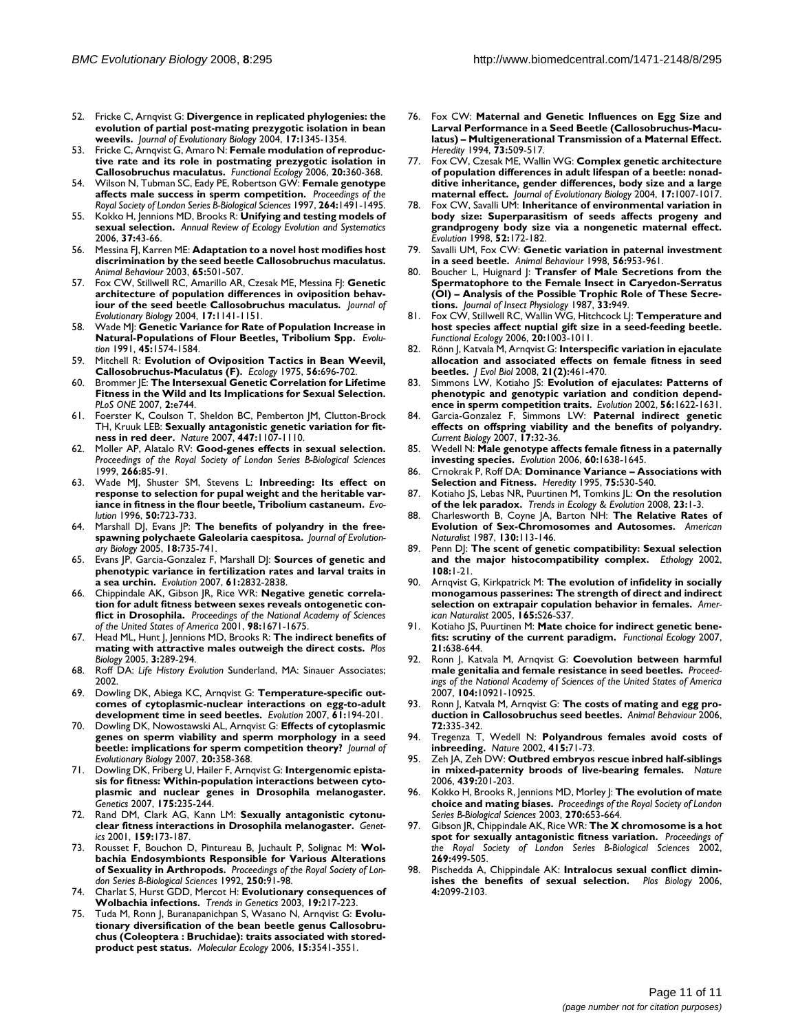52. Fricke C, Arnqvist G: **Divergence in replicated phylogenies: the evolution of partial post-mating prezygotic isolation in bean weevils.** *Journal of Evolutionary Biology* 2004, **17:**1345-1354.
53. Fricke C, Arnqvist G, Amaro N: **Female modulation of reproductive rate and its role in postmating prezygotic isolation in Callosobruchus maculatus.** *Functional Ecology* 2006, **20:**360-368.
54. Wilson N, Tubman SC, Eady PE, Robertson GW: **Female genotype affects male success in sperm competition.** *Proceedings of the Royal Society of London Series B-Biological Sciences* 1997, **264:**1491-1495.
55. Kokko H, Jennions MD, Brooks R: **Unifying and testing models of sexual selection.** *Annual Review of Ecology Evolution and Systematics* 2006, **37:**43-66.
56. Messina FJ, Karren ME: **Adaptation to a novel host modifies host discrimination by the seed beetle Callosobruchus maculatus.** *Animal Behaviour* 2003, **65:**501-507.
57. Fox CW, Stillwell RC, Amarillo AR, Czesak ME, Messina FJ: **Genetic architecture of population differences in oviposition behaviour of the seed beetle Callosobruchus maculatus.** *Journal of Evolutionary Biology* 2004, **17:**1141-1151.
58. Wade MJ: **Genetic Variance for Rate of Population Increase in Natural-Populations of Flour Beetles, Tribolium Spp.** *Evolution* 1991, **45:**1574-1584.
59. Mitchell R: **Evolution of Oviposition Tactics in Bean Weevil, Callosobruchus-Maculatus (F).** *Ecology* 1975, **56:**696-702.
60. Brommer JE: **The Intersexual Genetic Correlation for Lifetime Fitness in the Wild and Its Implications for Sexual Selection.** *PLoS ONE* 2007, **2:**e744.
61. Foerster K, Coulson T, Sheldon BC, Pemberton JM, Clutton-Brock TH, Kruuk LEB: **Sexually antagonistic genetic variation for fitness in red deer.** *Nature* 2007, **447:**1107-1110.
62. Moller AP, Alatalo RV: **Good-genes effects in sexual selection.** *Proceedings of the Royal Society of London Series B-Biological Sciences* 1999, **266:**85-91.
63. Wade MJ, Shuster SM, Stevens L: **Inbreeding: Its effect on response to selection for pupal weight and the heritable variance in fitness in the flour beetle, Tribolium castaneum.** *Evolution* 1996, **50:**723-733.
64. Marshall DJ, Evans JP: **The benefits of polyandry in the free-spawning polychaete Galeolaria caespitosa.** *Journal of Evolutionary Biology* 2005, **18:**735-741.
65. Evans JP, Garcia-Gonzalez F, Marshall DJ: **Sources of genetic and phenotypic variance in fertilization rates and larval traits in a sea urchin.** *Evolution* 2007, **61:**2832-2838.
66. Chippindale AK, Gibson JR, Rice WR: **Negative genetic correlation for adult fitness between sexes reveals ontogenetic conflict in Drosophila.** *Proceedings of the National Academy of Sciences of the United States of America* 2001, **98:**1671-1675.
67. Head ML, Hunt J, Jennions MD, Brooks R: **The indirect benefits of mating with attractive males outweigh the direct costs.** *Plos Biology* 2005, **3:**289-294.
68. Roff DA: *Life History Evolution* Sunderland, MA: Sinauer Associates; 2002.
69. Dowling DK, Abiega KC, Arnqvist G: **Temperature-specific outcomes of cytoplasmic-nuclear interactions on egg-to-adult development time in seed beetles.** *Evolution* 2007, **61:**194-201.
70. Dowling DK, Nowostawski AL, Arnqvist G: **Effects of cytoplasmic genes on sperm viability and sperm morphology in a seed beetle: implications for sperm competition theory?** *Journal of Evolutionary Biology* 2007, **20:**358-368.
71. Dowling DK, Friberg U, Hailer F, Arnqvist G: **Intergenomic epistasis for fitness: Within-population interactions between cytoplasmic and nuclear genes in Drosophila melanogaster.** *Genetics* 2007, **175:**235-244.
72. Rand DM, Clark AG, Kann LM: **Sexually antagonistic cytonuclear fitness interactions in Drosophila melanogaster.** *Genetics* 2001, **159:**173-187.
73. Rousset F, Bouchon D, Pintureau B, Juchault P, Solignac M: **Wolbachia Endosymbionts Responsible for Various Alterations of Sexuality in Arthropods.** *Proceedings of the Royal Society of London Series B-Biological Sciences* 1992, **250:**91-98.
74. Charlat S, Hurst GDD, Mercot H: **Evolutionary consequences of Wolbachia infections.** *Trends in Genetics* 2003, **19:**217-223.
75. Tuda M, Ronn J, Buranapanichpan S, Wasano N, Arnqvist G: **Evolutionary diversification of the bean beetle genus Callosobruchus (Coleoptera : Bruchidae): traits associated with stored-product pest status.** *Molecular Ecology* 2006, **15:**3541-3551.
76. Fox CW: **Maternal and Genetic Influences on Egg Size and Larval Performance in a Seed Beetle (Callosobruchus-Maculatus) – Multigenerational Transmission of a Maternal Effect.** *Heredity* 1994, **73:**509-517.
77. Fox CW, Czesak ME, Wallin WG: **Complex genetic architecture of population differences in adult lifespan of a beetle: nonadditive inheritance, gender differences, body size and a large maternal effect.** *Journal of Evolutionary Biology* 2004, **17:**1007-1017.
78. Fox CW, Savalli UM: **Inheritance of environmental variation in body size: Superparasitism of seeds affects progeny and grandprogeny body size via a nongenetic maternal effect.** *Evolution* 1998, **52:**172-182.
79. Savalli UM, Fox CW: **Genetic variation in paternal investment in a seed beetle.** *Animal Behaviour* 1998, **56:**953-961.
80. Boucher L, Huignard J: **Transfer of Male Secretions from the Spermatophore to the Female Insect in Caryedon-Serratus (Ol) – Analysis of the Possible Trophic Role of These Secretions.** *Journal of Insect Physiology* 1987, **33:**949.
81. Fox CW, Stillwell RC, Wallin WG, Hitchcock LJ: **Temperature and host species affect nuptial gift size in a seed-feeding beetle.** *Functional Ecology* 2006, **20:**1003-1011.
82. Rönn J, Katvala M, Arnqvist G: **Interspecific variation in ejaculate allocation and associated effects on female fitness in seed beetles.** *J Evol Biol* 2008, **21(2):**461-470.
83. Simmons LW, Kotiaho JS: **Evolution of ejaculates: Patterns of phenotypic and genotypic variation and condition dependence in sperm competition traits.** *Evolution* 2002, **56:**1622-1631.
84. Garcia-Gonzalez F, Simmons LW: **Paternal indirect genetic effects on offspring viability and the benefits of polyandry.** *Current Biology* 2007, **17:**32-36.
85. Wedell N: **Male genotype affects female fitness in a paternally investing species.** *Evolution* 2006, **60:**1638-1645.
86. Crnokrak P, Roff DA: **Dominance Variance – Associations with Selection and Fitness.** *Heredity* 1995, **75:**530-540.
87. Kotiaho JS, Lebas NR, Puurtinen M, Tomkins JL: **On the resolution of the lek paradox.** *Trends in Ecology & Evolution* 2008, **23:**1-3.
88. Charlesworth B, Coyne JA, Barton NH: **The Relative Rates of Evolution of Sex-Chromosomes and Autosomes.** *American Naturalist* 1987, **130:**113-146.
89. Penn DJ: **The scent of genetic compatibility: Sexual selection and the major histocompatibility complex.** *Ethology* 2002, **108:**1-21.
90. Arnqvist G, Kirkpatrick M: **The evolution of infidelity in socially monogamous passerines: The strength of direct and indirect selection on extrapair copulation behavior in females.** *American Naturalist* 2005, **165:**S26-S37.
91. Kotiaho JS, Puurtinen M: **Mate choice for indirect genetic benefits: scrutiny of the current paradigm.** *Functional Ecology* 2007, **21:**638-644.
92. Ronn J, Katvala M, Arnqvist G: **Coevolution between harmful male genitalia and female resistance in seed beetles.** *Proceedings of the National Academy of Sciences of the United States of America* 2007, **104:**10921-10925.
93. Ronn J, Katvala M, Arnqvist G: **The costs of mating and egg production in Callosobruchus seed beetles.** *Animal Behaviour* 2006, **72:**335-342.
94. Tregenza T, Wedell N: **Polyandrous females avoid costs of inbreeding.** *Nature* 2002, **415:**71-73.
95. Zeh JA, Zeh DW: **Outbred embryos rescue inbred half-siblings in mixed-paternity broods of live-bearing females.** *Nature* 2006, **439:**201-203.
96. Kokko H, Brooks R, Jennions MD, Morley J: **The evolution of mate choice and mating biases.** *Proceedings of the Royal Society of London Series B-Biological Sciences* 2003, **270:**653-664.
97. Gibson JR, Chippindale AK, Rice WR: **The X chromosome is a hot spot for sexually antagonistic fitness variation.** *Proceedings of the Royal Society of London Series B-Biological Sciences* 2002, **269:**499-505.
98. Pischedda A, Chippindale AK: **Intralocus sexual conflict diminishes the benefits of sexual selection.** *Plos Biology* 2006, **4:**2099-2103.